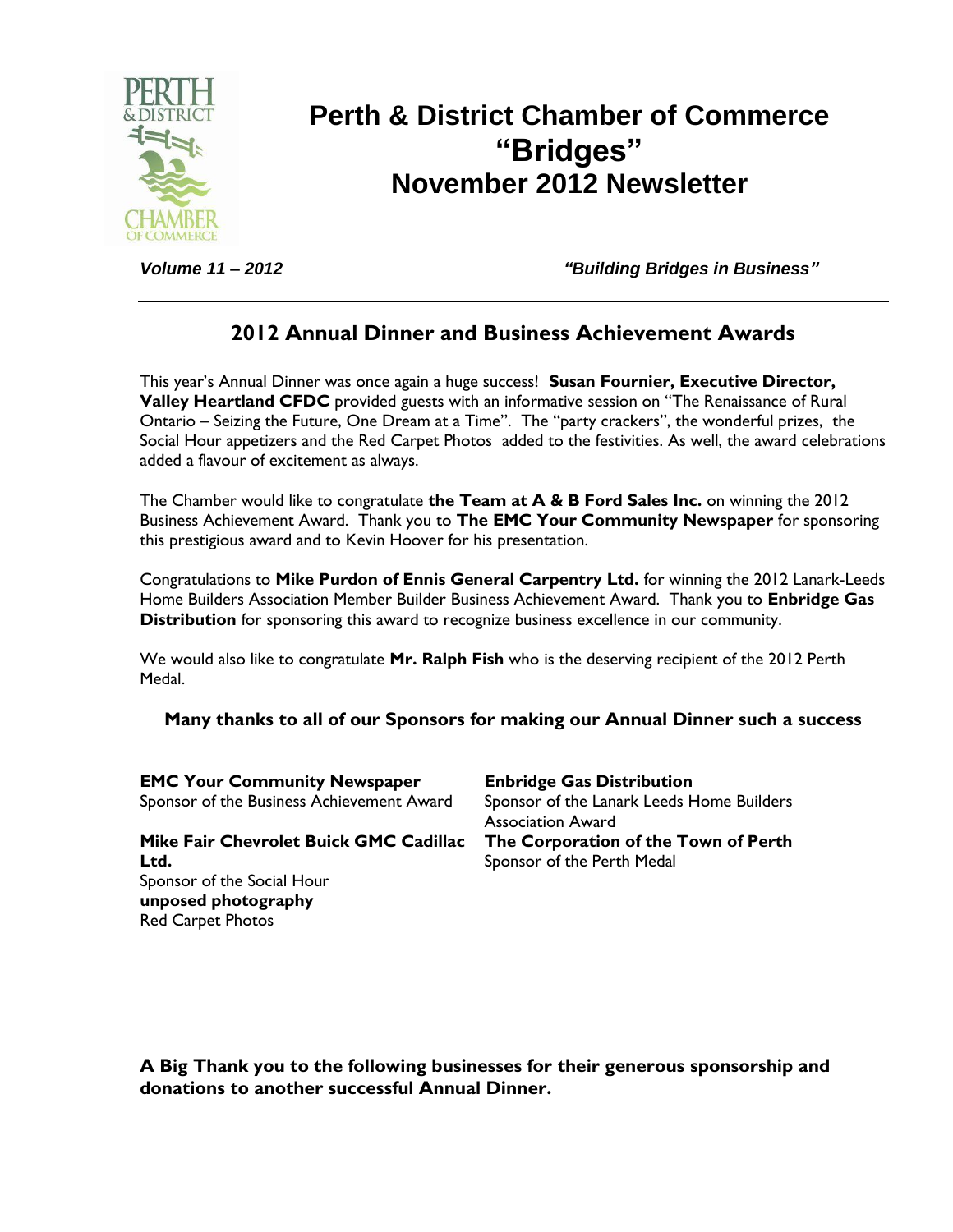# Perth & District Chamber of Commerce "Bridges" November 2012 Newsletter

***Volume 11 – 2012*** ***"Building Bridges in Business"***

---

## 2012 Annual Dinner and Business Achievement Awards

This year's Annual Dinner was once again a huge success! **Susan Fournier, Executive Director, Valley Heartland CFDC** provided guests with an informative session on "The Renaissance of Rural Ontario – Seizing the Future, One Dream at a Time". The "party crackers", the wonderful prizes, the Social Hour appetizers and the Red Carpet Photos added to the festivities. As well, the award celebrations added a flavour of excitement as always.

The Chamber would like to congratulate **the Team at A & B Ford Sales Inc.** on winning the 2012 Business Achievement Award. Thank you to **The EMC Your Community Newspaper** for sponsoring this prestigious award and to Kevin Hoover for his presentation.

Congratulations to **Mike Purdon of Ennis General Carpentry Ltd.** for winning the 2012 Lanark-Leeds Home Builders Association Member Builder Business Achievement Award. Thank you to **Enbridge Gas Distribution** for sponsoring this award to recognize business excellence in our community.

We would also like to congratulate **Mr. Ralph Fish** who is the deserving recipient of the 2012 Perth Medal.

**Many thanks to all of our Sponsors for making our Annual Dinner such a success**

**EMC Your Community Newspaper**
Sponsor of the Business Achievement Award

**Mike Fair Chevrolet Buick GMC Cadillac Ltd.**
Sponsor of the Social Hour

**unposed photography**
Red Carpet Photos

**Enbridge Gas Distribution**
Sponsor of the Lanark Leeds Home Builders Association Award

**The Corporation of the Town of Perth**
Sponsor of the Perth Medal

**A Big Thank you to the following businesses for their generous sponsorship and donations to another successful Annual Dinner.**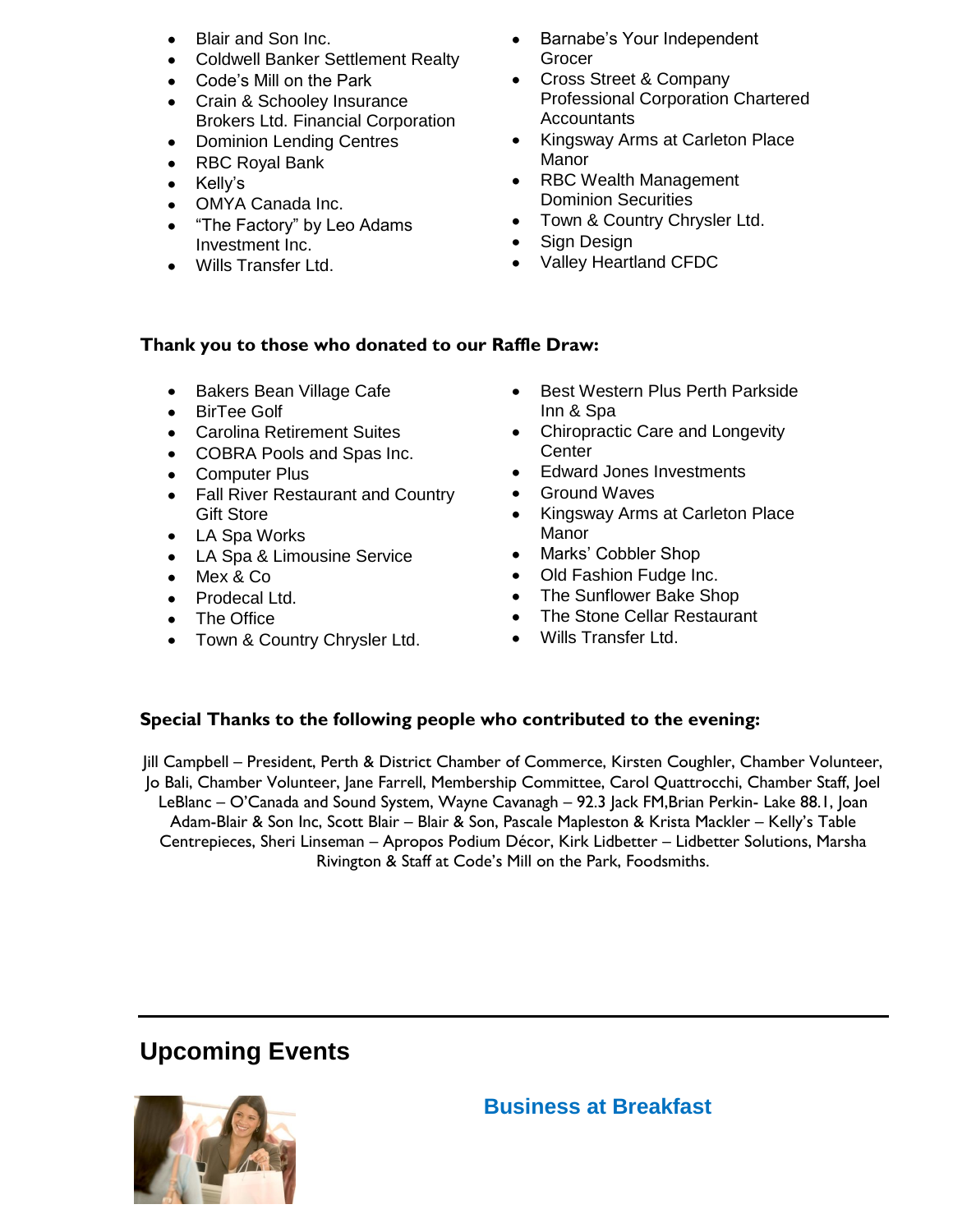- Blair and Son Inc.
- Coldwell Banker Settlement Realty
- Code's Mill on the Park
- Crain & Schooley Insurance Brokers Ltd. Financial Corporation
- Dominion Lending Centres
- RBC Royal Bank
- Kelly's
- OMYA Canada Inc.
- "The Factory" by Leo Adams Investment Inc.
- Wills Transfer Ltd.
- Barnabe's Your Independent Grocer
- Cross Street & Company Professional Corporation Chartered Accountants
- Kingsway Arms at Carleton Place Manor
- RBC Wealth Management Dominion Securities
- Town & Country Chrysler Ltd.
- Sign Design
- Valley Heartland CFDC

**Thank you to those who donated to our Raffle Draw:**

- Bakers Bean Village Cafe
- BirTee Golf
- Carolina Retirement Suites
- COBRA Pools and Spas Inc.
- Computer Plus
- Fall River Restaurant and Country Gift Store
- LA Spa Works
- LA Spa & Limousine Service
- Mex & Co
- Prodecal Ltd.
- The Office
- Town & Country Chrysler Ltd.
- Best Western Plus Perth Parkside Inn & Spa
- Chiropractic Care and Longevity Center
- Edward Jones Investments
- Ground Waves
- Kingsway Arms at Carleton Place Manor
- Marks' Cobbler Shop
- Old Fashion Fudge Inc.
- The Sunflower Bake Shop
- The Stone Cellar Restaurant
- Wills Transfer Ltd.

**Special Thanks to the following people who contributed to the evening:**

Jill Campbell – President, Perth & District Chamber of Commerce, Kirsten Coughler, Chamber Volunteer, Jo Bali, Chamber Volunteer, Jane Farrell, Membership Committee, Carol Quattrocchi, Chamber Staff, Joel LeBlanc – O'Canada and Sound System, Wayne Cavanagh – 92.3 Jack FM,Brian Perkin- Lake 88.1, Joan Adam-Blair & Son Inc, Scott Blair – Blair & Son, Pascale Mapleston & Krista Mackler – Kelly's Table Centrepieces, Sheri Linseman – Apropos Podium Décor, Kirk Lidbetter – Lidbetter Solutions, Marsha Rivington & Staff at Code's Mill on the Park, Foodsmiths.

---

## Upcoming Events

### Business at Breakfast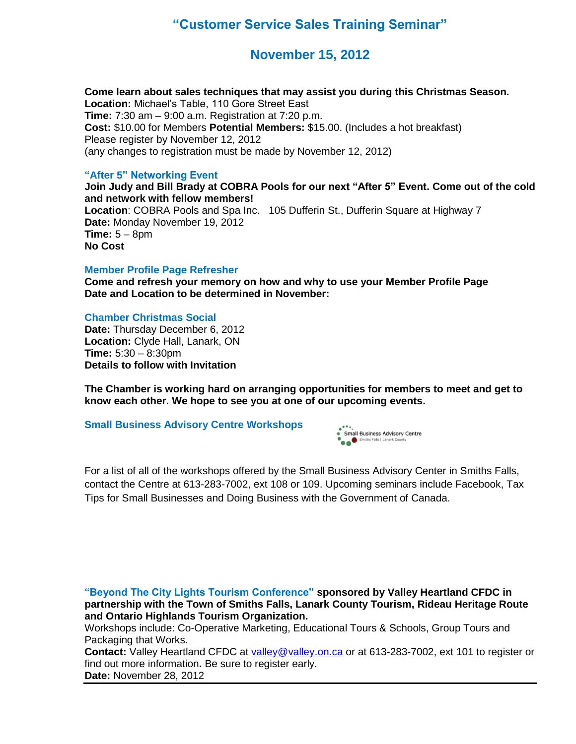# "Customer Service Sales Training Seminar"

## November 15, 2012

**Come learn about sales techniques that may assist you during this Christmas Season.**
**Location:** Michael's Table, 110 Gore Street East
**Time:** 7:30 am – 9:00 a.m. Registration at 7:20 p.m.
**Cost:** $10.00 for Members **Potential Members:** $15.00. (Includes a hot breakfast)
Please register by November 12, 2012
(any changes to registration must be made by November 12, 2012)

### "After 5" Networking Event

**Join Judy and Bill Brady at COBRA Pools for our next "After 5" Event. Come out of the cold and network with fellow members!**
**Location**: COBRA Pools and Spa Inc. 105 Dufferin St., Dufferin Square at Highway 7
**Date:** Monday November 19, 2012
**Time:** 5 – 8pm
**No Cost**

### Member Profile Page Refresher

**Come and refresh your memory on how and why to use your Member Profile Page**
**Date and Location to be determined in November:**

### Chamber Christmas Social

**Date:** Thursday December 6, 2012
**Location:** Clyde Hall, Lanark, ON
**Time:** 5:30 – 8:30pm
**Details to follow with Invitation**

**The Chamber is working hard on arranging opportunities for members to meet and get to know each other. We hope to see you at one of our upcoming events.**

### Small Business Advisory Centre Workshops

Small Business Advisory Centre
Smiths Falls | Lanark County

For a list of all of the workshops offered by the Small Business Advisory Center in Smiths Falls, contact the Centre at 613-283-7002, ext 108 or 109. Upcoming seminars include Facebook, Tax Tips for Small Businesses and Doing Business with the Government of Canada.

### "Beyond The City Lights Tourism Conference" **sponsored by Valley Heartland CFDC in partnership with the Town of Smiths Falls, Lanark County Tourism, Rideau Heritage Route and Ontario Highlands Tourism Organization.**

Workshops include: Co-Operative Marketing, Educational Tours & Schools, Group Tours and Packaging that Works.
**Contact:** Valley Heartland CFDC at valley@valley.on.ca or at 613-283-7002, ext 101 to register or find out more information**.** Be sure to register early.
**Date:** November 28, 2012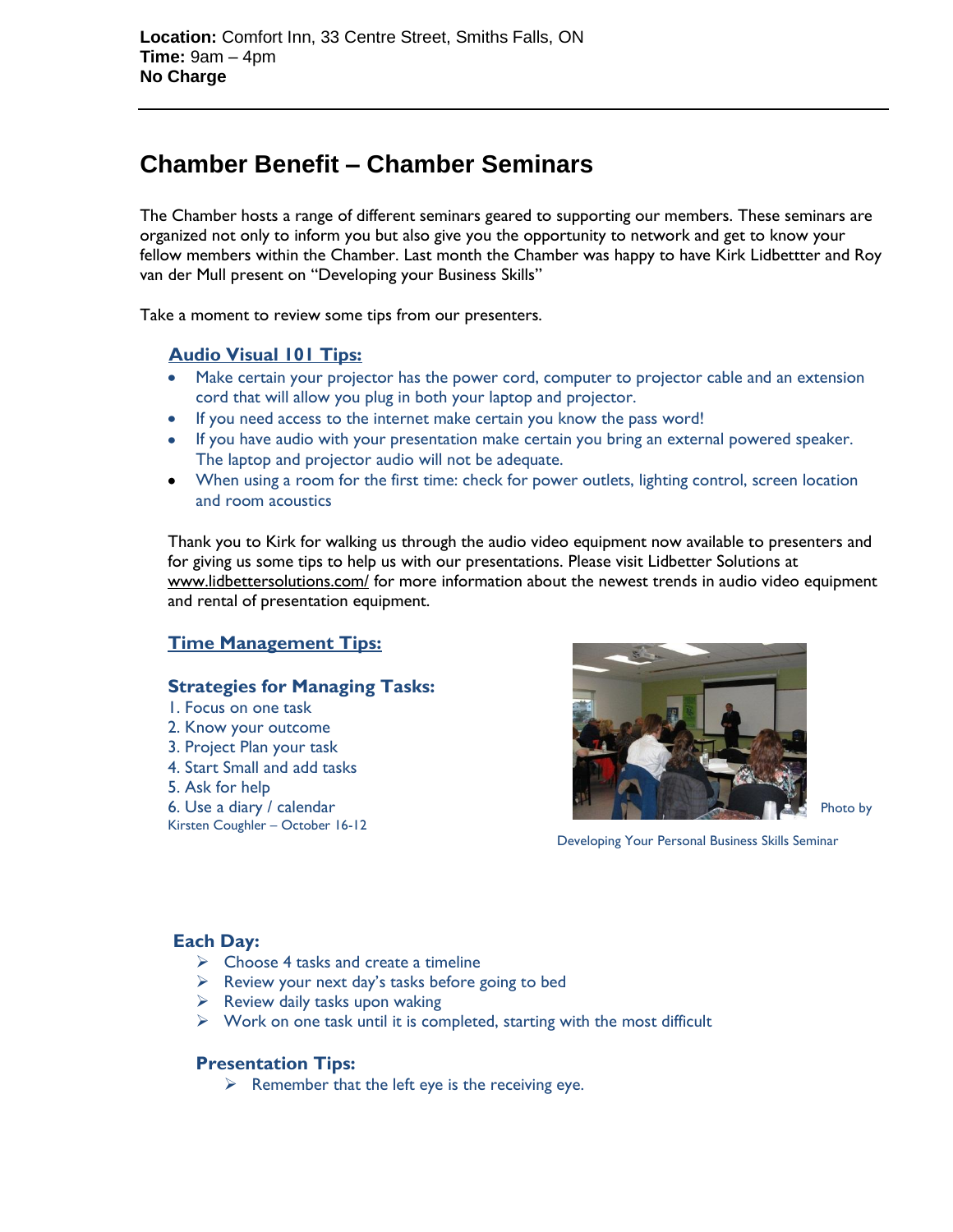**Location:** Comfort Inn, 33 Centre Street, Smiths Falls, ON
**Time:** 9am – 4pm
**No Charge**

---

## Chamber Benefit – Chamber Seminars

The Chamber hosts a range of different seminars geared to supporting our members. These seminars are organized not only to inform you but also give you the opportunity to network and get to know your fellow members within the Chamber. Last month the Chamber was happy to have Kirk Lidbettter and Roy van der Mull present on "Developing your Business Skills"

Take a moment to review some tips from our presenters.

### Audio Visual 101 Tips:

- Make certain your projector has the power cord, computer to projector cable and an extension cord that will allow you plug in both your laptop and projector.
- If you need access to the internet make certain you know the pass word!
- If you have audio with your presentation make certain you bring an external powered speaker. The laptop and projector audio will not be adequate.
- When using a room for the first time: check for power outlets, lighting control, screen location and room acoustics

Thank you to Kirk for walking us through the audio video equipment now available to presenters and for giving us some tips to help us with our presentations. Please visit Lidbetter Solutions at www.lidbettersolutions.com/ for more information about the newest trends in audio video equipment and rental of presentation equipment.

### Time Management Tips:

#### Strategies for Managing Tasks:

1. Focus on one task
2. Know your outcome
3. Project Plan your task
4. Start Small and add tasks
5. Ask for help
6. Use a diary / calendar

Photo by Kirsten Coughler – October 16-12

Developing Your Personal Business Skills Seminar

#### Each Day:

- Choose 4 tasks and create a timeline
- Review your next day's tasks before going to bed
- Review daily tasks upon waking
- Work on one task until it is completed, starting with the most difficult

#### Presentation Tips:

- Remember that the left eye is the receiving eye.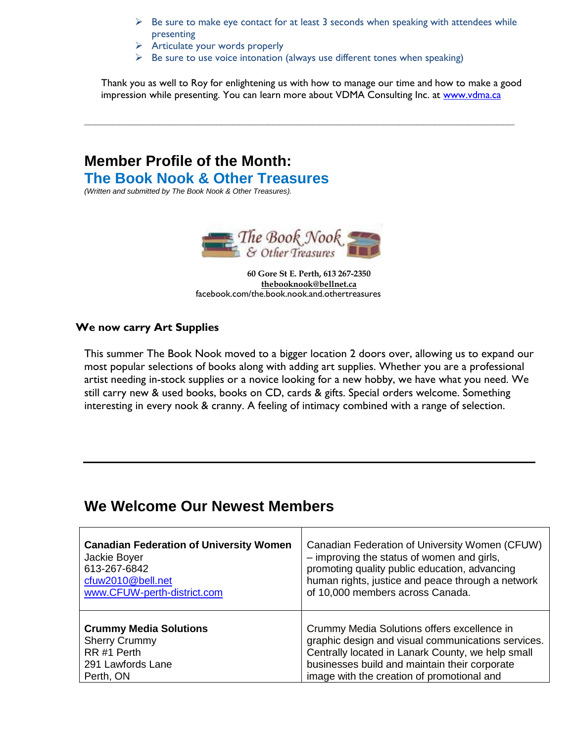- Be sure to make eye contact for at least 3 seconds when speaking with attendees while presenting
- Articulate your words properly
- Be sure to use voice intonation (always use different tones when speaking)

Thank you as well to Roy for enlightening us with how to manage our time and how to make a good impression while presenting. You can learn more about VDMA Consulting Inc. at www.vdma.ca

---

## Member Profile of the Month:

## The Book Nook & Other Treasures

*(Written and submitted by The Book Nook & Other Treasures).*

**60 Gore St E. Perth, 613 267-2350**
**thebooknook@bellnet.ca**
facebook.com/the.book.nook.and.othertreasures

**We now carry Art Supplies**

This summer The Book Nook moved to a bigger location 2 doors over, allowing us to expand our most popular selections of books along with adding art supplies. Whether you are a professional artist needing in-stock supplies or a novice looking for a new hobby, we have what you need. We still carry new & used books, books on CD, cards & gifts. Special orders welcome. Something interesting in every nook & cranny. A feeling of intimacy combined with a range of selection.

---

## We Welcome Our Newest Members

| | |
|---|---|
| **Canadian Federation of University Women**<br>Jackie Boyer<br>613-267-6842<br>cfuw2010@bell.net<br>www.CFUW-perth-district.com | Canadian Federation of University Women (CFUW) – improving the status of women and girls, promoting quality public education, advancing human rights, justice and peace through a network of 10,000 members across Canada. |
| **Crummy Media Solutions**<br>Sherry Crummy<br>RR #1 Perth<br>291 Lawfords Lane<br>Perth, ON | Crummy Media Solutions offers excellence in graphic design and visual communications services. Centrally located in Lanark County, we help small businesses build and maintain their corporate image with the creation of promotional and |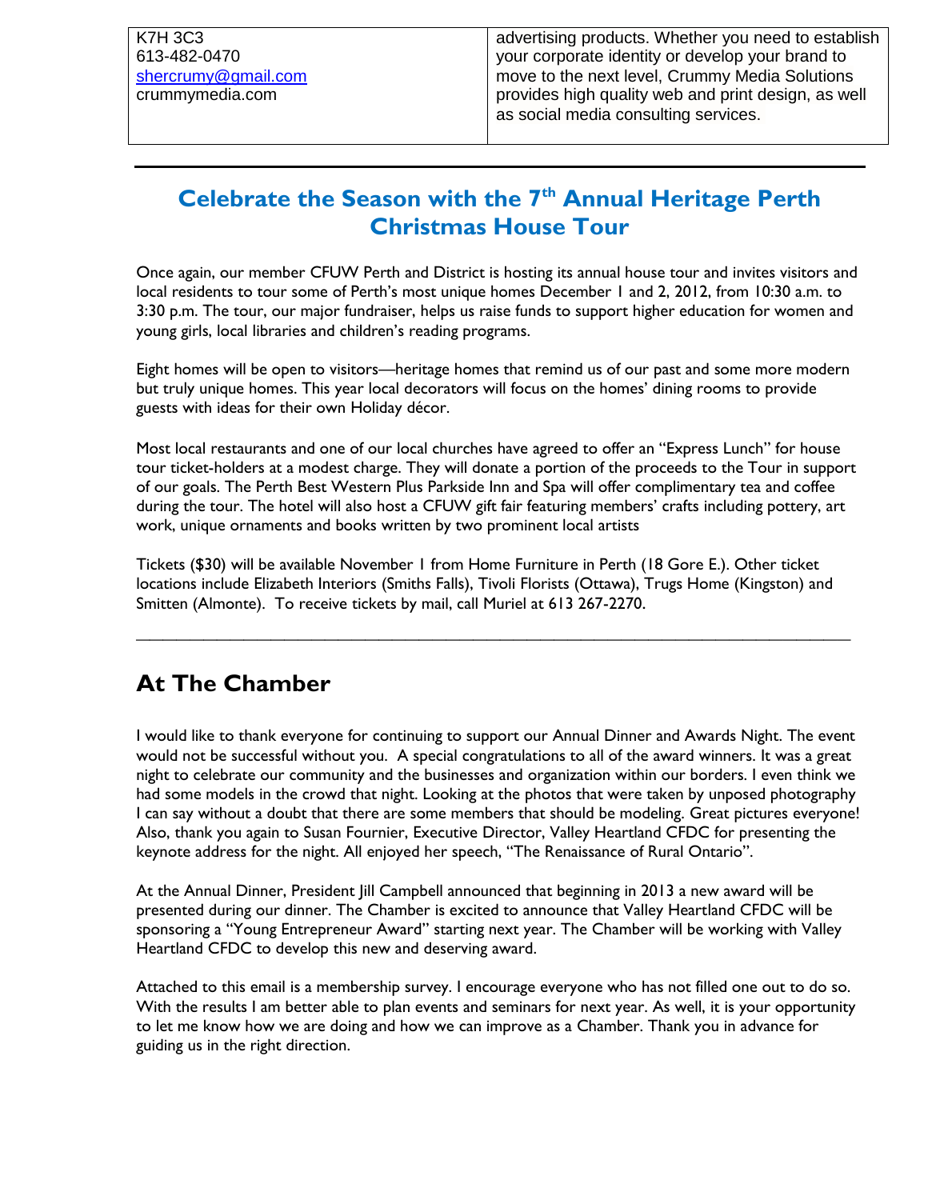| K7H 3C3<br>613-482-0470<br>shercrumy@gmail.com<br>crummymedia.com | advertising products. Whether you need to establish your corporate identity or develop your brand to move to the next level, Crummy Media Solutions provides high quality web and print design, as well as social media consulting services. |
|---|---|

---

## Celebrate the Season with the 7th Annual Heritage Perth Christmas House Tour

Once again, our member CFUW Perth and District is hosting its annual house tour and invites visitors and local residents to tour some of Perth's most unique homes December 1 and 2, 2012, from 10:30 a.m. to 3:30 p.m. The tour, our major fundraiser, helps us raise funds to support higher education for women and young girls, local libraries and children's reading programs.

Eight homes will be open to visitors—heritage homes that remind us of our past and some more modern but truly unique homes. This year local decorators will focus on the homes' dining rooms to provide guests with ideas for their own Holiday décor.

Most local restaurants and one of our local churches have agreed to offer an "Express Lunch" for house tour ticket-holders at a modest charge. They will donate a portion of the proceeds to the Tour in support of our goals. The Perth Best Western Plus Parkside Inn and Spa will offer complimentary tea and coffee during the tour. The hotel will also host a CFUW gift fair featuring members' crafts including pottery, art work, unique ornaments and books written by two prominent local artists

Tickets ($30) will be available November 1 from Home Furniture in Perth (18 Gore E.). Other ticket locations include Elizabeth Interiors (Smiths Falls), Tivoli Florists (Ottawa), Trugs Home (Kingston) and Smitten (Almonte). To receive tickets by mail, call Muriel at 613 267-2270.

---

# At The Chamber

I would like to thank everyone for continuing to support our Annual Dinner and Awards Night. The event would not be successful without you. A special congratulations to all of the award winners. It was a great night to celebrate our community and the businesses and organization within our borders. I even think we had some models in the crowd that night. Looking at the photos that were taken by unposed photography I can say without a doubt that there are some members that should be modeling. Great pictures everyone! Also, thank you again to Susan Fournier, Executive Director, Valley Heartland CFDC for presenting the keynote address for the night. All enjoyed her speech, "The Renaissance of Rural Ontario".

At the Annual Dinner, President Jill Campbell announced that beginning in 2013 a new award will be presented during our dinner. The Chamber is excited to announce that Valley Heartland CFDC will be sponsoring a "Young Entrepreneur Award" starting next year. The Chamber will be working with Valley Heartland CFDC to develop this new and deserving award.

Attached to this email is a membership survey. I encourage everyone who has not filled one out to do so. With the results I am better able to plan events and seminars for next year. As well, it is your opportunity to let me know how we are doing and how we can improve as a Chamber. Thank you in advance for guiding us in the right direction.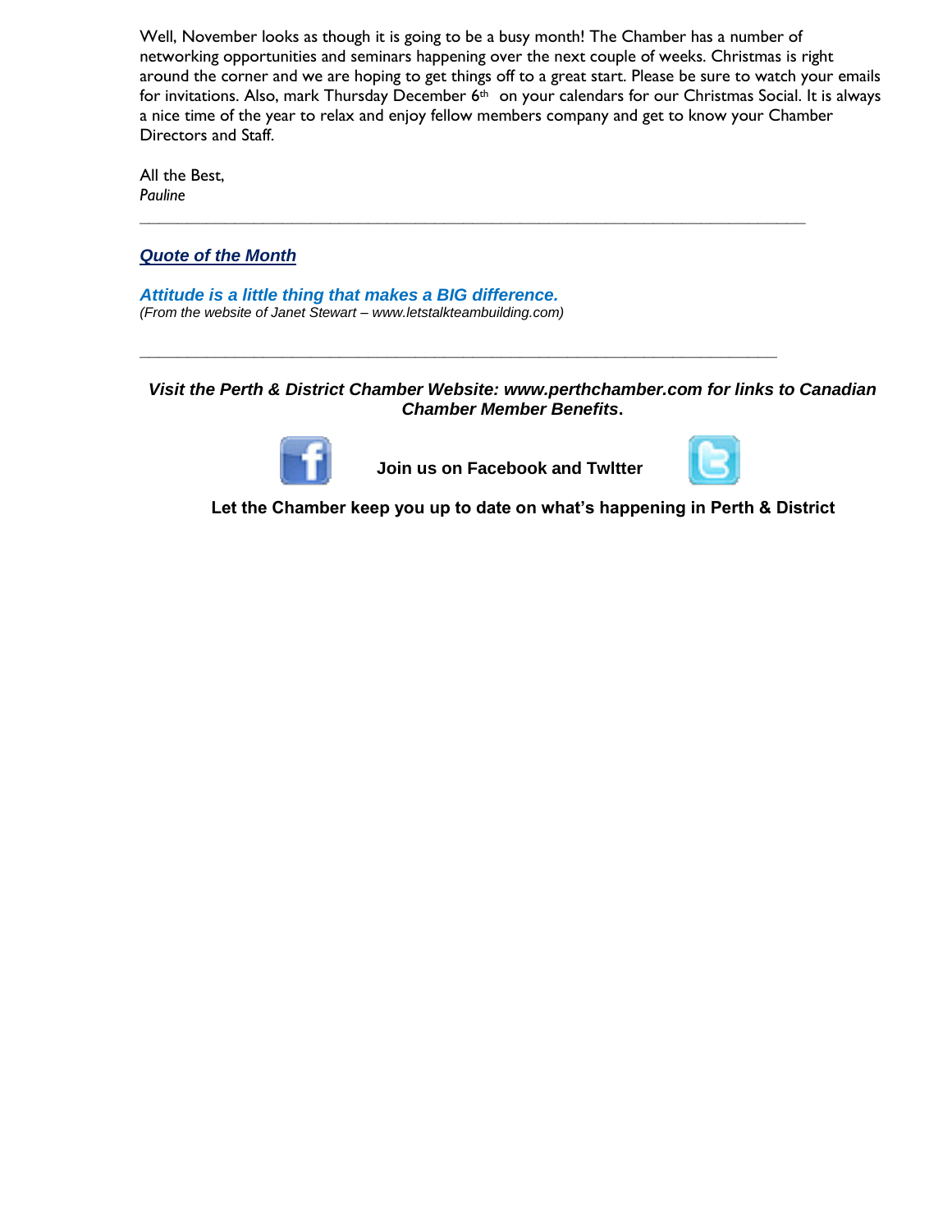Well, November looks as though it is going to be a busy month! The Chamber has a number of networking opportunities and seminars happening over the next couple of weeks. Christmas is right around the corner and we are hoping to get things off to a great start. Please be sure to watch your emails for invitations. Also, mark Thursday December 6th on your calendars for our Christmas Social. It is always a nice time of the year to relax and enjoy fellow members company and get to know your Chamber Directors and Staff.

All the Best,
*Pauline*

---

***Quote of the Month***

***Attitude is a little thing that makes a BIG difference.***
*(From the website of Janet Stewart – www.letstalkteambuilding.com)*

---

***Visit the Perth & District Chamber Website: www.perthchamber.com for links to Canadian Chamber Member Benefits*.**

**Join us on Facebook and Twltter**

**Let the Chamber keep you up to date on what's happening in Perth & District**